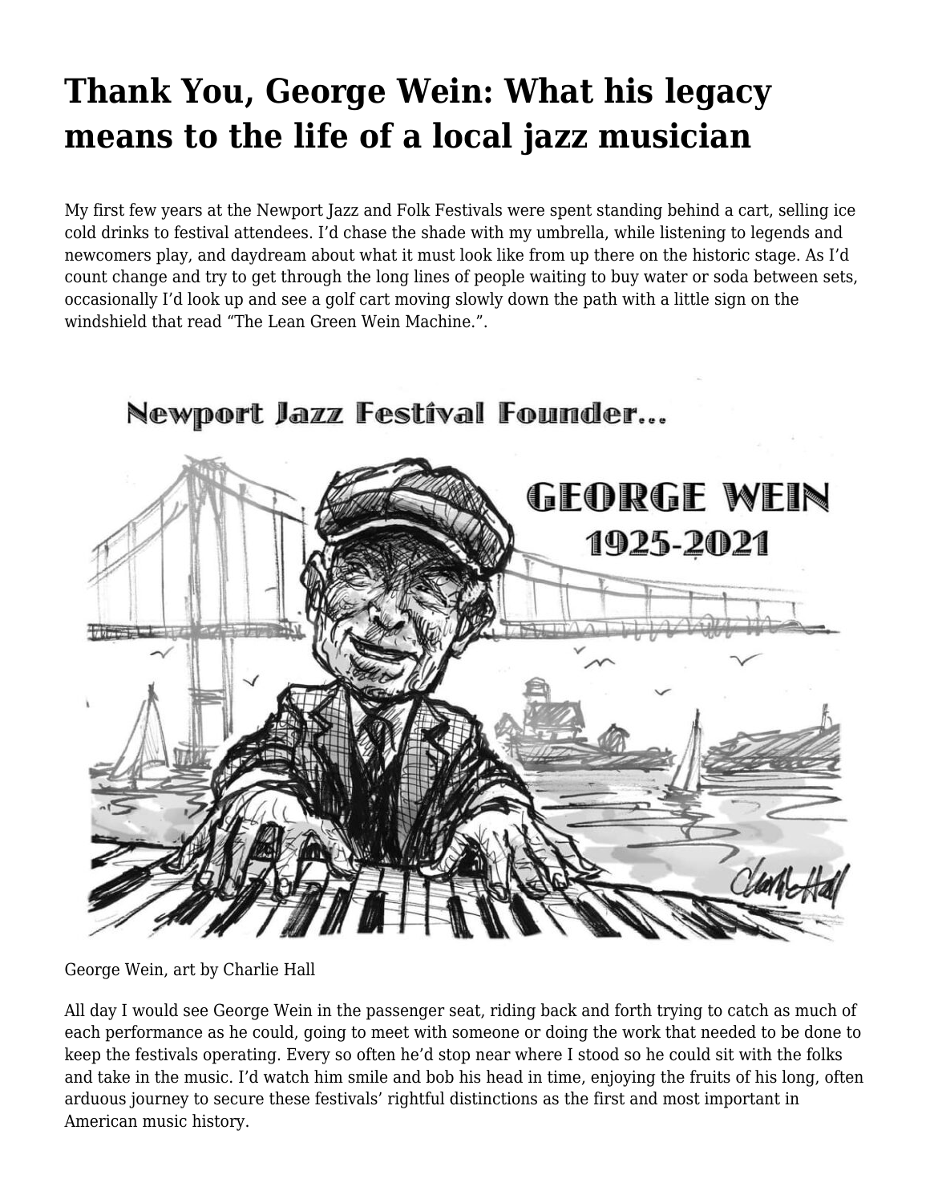# Thank You, George Wein: What his legacy means to the life of a local jazz musician

My first few years at the Newport Jazz and Folk Festivals were spent standing behind a cart, selling ice cold drinks to festival attendees. I'd chase the shade with my umbrella, while listening to legends and newcomers play, and daydream about what it must look like from up there on the historic stage. As I'd count change and try to get through the long lines of people waiting to buy water or soda between sets, occasionally I'd look up and see a golf cart moving slowly down the path with a little sign on the windshield that read "The Lean Green Wein Machine.".

George Wein, art by Charlie Hall

All day I would see George Wein in the passenger seat, riding back and forth trying to catch as much of each performance as he could, going to meet with someone or doing the work that needed to be done to keep the festivals operating. Every so often he'd stop near where I stood so he could sit with the folks and take in the music. I'd watch him smile and bob his head in time, enjoying the fruits of his long, often arduous journey to secure these festivals' rightful distinctions as the first and most important in American music history.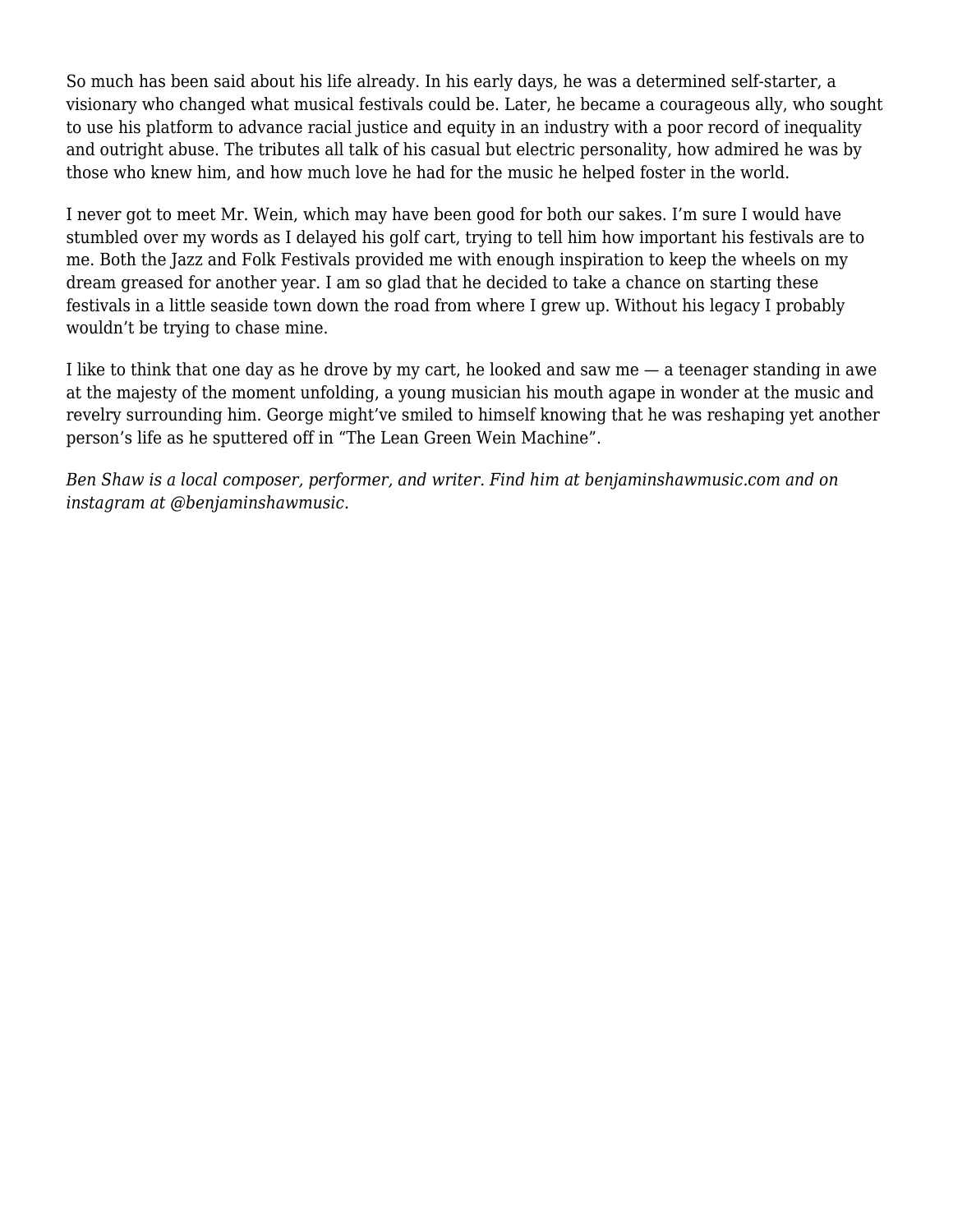So much has been said about his life already. In his early days, he was a determined self-starter, a visionary who changed what musical festivals could be. Later, he became a courageous ally, who sought to use his platform to advance racial justice and equity in an industry with a poor record of inequality and outright abuse. The tributes all talk of his casual but electric personality, how admired he was by those who knew him, and how much love he had for the music he helped foster in the world.

I never got to meet Mr. Wein, which may have been good for both our sakes. I'm sure I would have stumbled over my words as I delayed his golf cart, trying to tell him how important his festivals are to me. Both the Jazz and Folk Festivals provided me with enough inspiration to keep the wheels on my dream greased for another year. I am so glad that he decided to take a chance on starting these festivals in a little seaside town down the road from where I grew up. Without his legacy I probably wouldn't be trying to chase mine.

I like to think that one day as he drove by my cart, he looked and saw me — a teenager standing in awe at the majesty of the moment unfolding, a young musician his mouth agape in wonder at the music and revelry surrounding him. George might've smiled to himself knowing that he was reshaping yet another person's life as he sputtered off in "The Lean Green Wein Machine".

*Ben Shaw is a local composer, performer, and writer. Find him at benjaminshawmusic.com and on instagram at @benjaminshawmusic.*